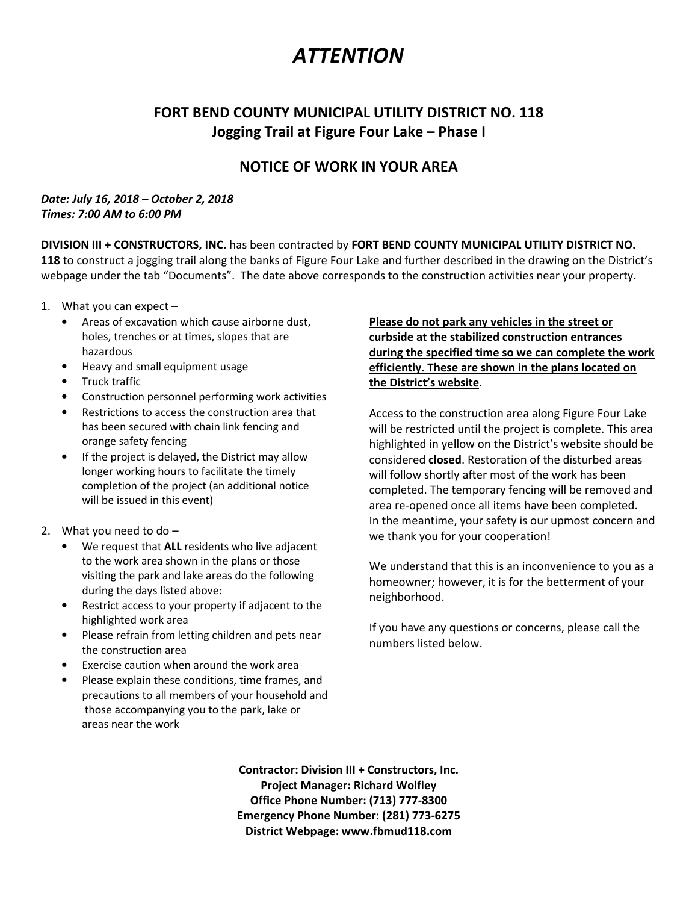# *ATTENTION*

## FORT BEND COUNTY MUNICIPAL UTILITY DISTRICT NO. 118
## Jogging Trail at Figure Four Lake – Phase I

## NOTICE OF WORK IN YOUR AREA

***Date: <u>July 16, 2018 – October 2, 2018</u>***
***Times: 7:00 AM to 6:00 PM***

**DIVISION III + CONSTRUCTORS, INC.** has been contracted by **FORT BEND COUNTY MUNICIPAL UTILITY DISTRICT NO. 118** to construct a jogging trail along the banks of Figure Four Lake and further described in the drawing on the District's webpage under the tab "Documents". The date above corresponds to the construction activities near your property.

1. What you can expect –
   - Areas of excavation which cause airborne dust, holes, trenches or at times, slopes that are hazardous
   - Heavy and small equipment usage
   - Truck traffic
   - Construction personnel performing work activities
   - Restrictions to access the construction area that has been secured with chain link fencing and orange safety fencing
   - If the project is delayed, the District may allow longer working hours to facilitate the timely completion of the project (an additional notice will be issued in this event)

2. What you need to do –
   - We request that **ALL** residents who live adjacent to the work area shown in the plans or those visiting the park and lake areas do the following during the days listed above:
   - Restrict access to your property if adjacent to the highlighted work area
   - Please refrain from letting children and pets near the construction area
   - Exercise caution when around the work area
   - Please explain these conditions, time frames, and precautions to all members of your household and those accompanying you to the park, lake or areas near the work

<u>**Please do not park any vehicles in the street or curbside at the stabilized construction entrances during the specified time so we can complete the work efficiently. These are shown in the plans located on the District's website**</u>.

Access to the construction area along Figure Four Lake will be restricted until the project is complete. This area highlighted in yellow on the District's website should be considered **closed**. Restoration of the disturbed areas will follow shortly after most of the work has been completed. The temporary fencing will be removed and area re-opened once all items have been completed. In the meantime, your safety is our upmost concern and we thank you for your cooperation!

We understand that this is an inconvenience to you as a homeowner; however, it is for the betterment of your neighborhood.

If you have any questions or concerns, please call the numbers listed below.

**Contractor: Division III + Constructors, Inc.**
**Project Manager: Richard Wolfley**
**Office Phone Number: (713) 777-8300**
**Emergency Phone Number: (281) 773-6275**
**District Webpage: www.fbmud118.com**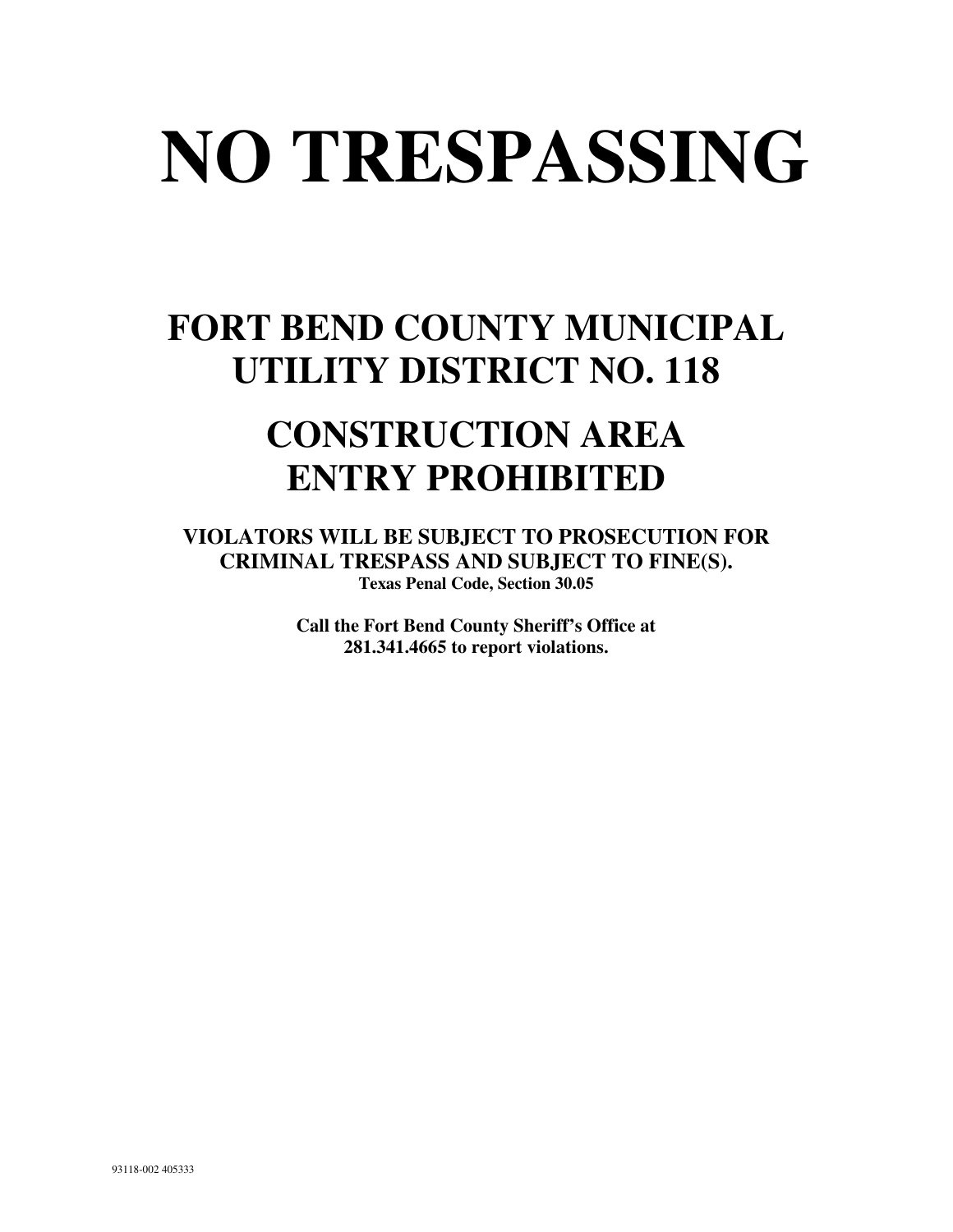# NO TRESPASSING

## FORT BEND COUNTY MUNICIPAL UTILITY DISTRICT NO. 118

## CONSTRUCTION AREA ENTRY PROHIBITED

**VIOLATORS WILL BE SUBJECT TO PROSECUTION FOR CRIMINAL TRESPASS AND SUBJECT TO FINE(S).**
**Texas Penal Code, Section 30.05**

**Call the Fort Bend County Sheriff's Office at 281.341.4665 to report violations.**

93118-002 405333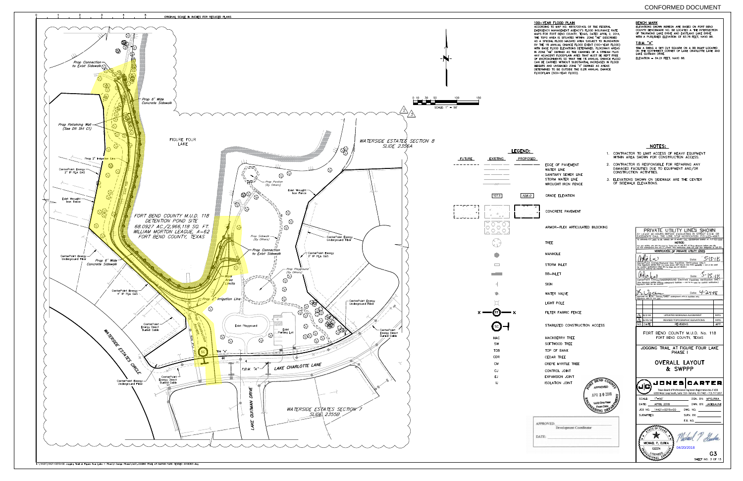CONFORMED DOCUMENT

ORIGINAL SCALE IN INCHES FOR REDUCED PLANS

## 100-YEAR FLOOD PLAIN

ACCORDING TO MAP NO. 48157C0140L OF THE FEDERAL EMERGENCY MANAGEMENT AGENCY'S FLOOD INSURANCE RATE MAPS FOR FORT BEND COUNTY, TEXAS, DATED APRIL 2, 2014, THE TOPO AREA IS SITUATED WITHIN ZONE "AE" DESCRIBED AS A SPECIAL FLOOD HAZARD AREA SUBJECT TO INUNDATION BY THE 1% ANNUAL CHANCE FLOOD EVENT (100-YEAR FLOOD) WITH BASE FLOOD ELEVATIONS DETERMINED. FLOODWAY AREAS IN ZONE "AE" DEFINED AS THE CHANNEL OF A STREAM PLUS ANY ADJACENT FLOODPLAIN AREA THAT MUST BE KEPT FREE OF ENCROACHMENTS SO THAT THE 1% ANNUAL CHANCE FLOOD CAN BE CARRIED WITHOUT SUBSTANTIAL INCREASES IN FLOOD HEIGHTS AND UNSHADED ZONE "X" DEFINED AS AREAS DETERMINED TO BE OUTSIDE THE 0.2% ANNUAL CHANCE FLOODPLAIN (500-YEAR FLOOD).

## BENCH MARK

ELEVATIONS SHOWN HEREON ARE BASED ON FORT BEND COUNTY BENCHMARK NO. 88 LOCATED A THE INTERSECTION OF THURMOND LAKE DRIVE AND EASTLAND LAKE DRIVE WITH A PUBLISHED ELEVATION OF 83.78 FEET, NAVD 88.

## T.B.M. "A"

TBM A BEING A SET CUT SQUARE ON A BB INLET LOCATED ON THE NORTHWEST CORNER OF LAKE CHARLOTTE LANE AND LAKE QUITMAN DRIVE.

ELEVATION = 84.21 FEET, NAVD 88.

## NOTES:

1. CONTRACTOR TO LIMIT ACCESS OF HEAVY EQUIPMENT WITHIN AREA SHOWN FOR CONSTRUCTION ACCESS.
2. CONTRACTOR IS RESPONSIBLE FOR REPAIRING ANY DAMAGED FACILITIES DUE TO EQUIPMENT AND/OR CONSTRUCTION ACTIVITIES.
3. ELEVATIONS SHOWN ON SIDEWALK ARE THE CENTER OF SIDEWALK ELEVATIONS.

SCALE: 1" = 50'

## LEGEND:

| FUTURE | EXISTING | PROPOSED | |
|---|---|---|---|
| | | | EDGE OF PAVEMENT |
| | | | WATER LINE |
| | | | SANITARY SEWER LINE |
| | | | STORM WATER LINE |
| | | | WROUGHT IRON FENCE |
| | 107.5 | 108.0 | GRADE ELEVATION |
| | | | CONCRETE PAVEMENT |
| | | | ARMOR-FLEX ARTICULATED BLOCKING |
| | | | TREE |
| | | | MANHOLE |
| | | | STORM INLET |
| | | | BB-INLET |
| | | | SIGN |
| | | | WATER VALVE |
| | | | LIGHT POLE |
| | | | FILTER FABRIC FENCE |
| | | | STABILIZED CONSTRUCTION ACCESS |
| | HAC | | HACKBERRY TREE |
| | SW | | SOFTWOOD TREE |
| | TOB | | TOP OF BANK |
| | CDR | | CEDAR TREE |
| | CM | | CREPE MYRTLE TREE |
| | CJ | | CONTROL JOINT |
| | EJ | | EXPANSION JOINT |
| | IJ | | ISOLATION JOINT |

Plan labels: Prop Connection to Exist Sidewalk; Prop 6' Wide Concrete Sidewalk; Prop Retaining Wall (See Dtl Sht C1); Prop 2" Irrigation Line; CenterPoint Energy 4" IP PLA GAS; Exist Wrought Iron Fence; FIGURE FOUR LAKE; WATERSIDE ESTATES SECTION 8 SLIDE 2356A; FORT BEND COUNTY M.U.D. 118 DETENTION POND SITE 68.0927 AC./2,966,118 SQ. FT. WILLIAM MORTON LEAGUE, A-62 FORT BEND COUNTY, TEXAS; Prop Pavilion (By Others); Exist Wrought Iron Fence; Prop Sidewalk (By Others); CenterPoint Energy Underground Fiber; CenterPoint Energy 2" IP PLA GAS; Prop Playground (By Others); Work Area Limits; Exist Playground; Exist Parking Lot; CenterPoint Energy Direct Buried Cable; WATERSIDE ESTATES CIRCLE; TBM "A"; T.B.M. "A"; LAKE CHARLOTTE LANE; LAKE QUITMAN DRIVE; WATERSIDE ESTATES SECTION 7 SLIDE 2355B; Construction Access.

## PRIVATE UTILITY LINES SHOWN

AT LEAST 48 HOURS BEFORE EXCAVATING IN STREET R.O.W. OR EASEMENTS CALL THE LONE STAR NOTIFICATION 713-223-4567.

NOTICE:

VERIFICATION OF PRIVATE UTILITY LINES

CenterPoint Energy/Natural Gas Facilities Verification ONLY. Date: 5-15-18

CenterPoint Energy/UNDERGROUND Electrical Facilities Verification ONLY. Date: 5-15-18

Date: 4-24-18

| NO. | DATE | REVISIONS | APP. |
|---|---|---|---|
| 3 | 8/2/18 | UPDATED SIDEWALK ALIGNMENT | MPG |
| 2 | 4/25/18 | REVISED TOPOGRAPHIC ELEVATIONS | MPG |

FORT BEND COUNTY M.U.D. No. 118
FORT BEND COUNTY, TEXAS

JOGGING TRAIL AT FIGURE FOUR LAKE PHASE I

# OVERALL LAYOUT & SWPPP

JONES | CARTER

Texas Board of Professional Engineers Registration No. F-439

FORT BEND COUNTY ENGINEERING DEPARTMENT — APPROVED APR 30 2018 — Valid One Year From Date

APPROVED: ______ Development Coordinator

DATE: ______

| SCALE: 1"=50' | DGN. BY: MPG,IRKA |
|---|---|
| DATE: APRIL 2018 | DWN. BY: JADELAUNE |
| JOB NO. 14421-0015-00 | DWG. NO. |
| SUBMITTED: | SURV. BY: |
| | F.B. NO. |

MICHAEL P. GURKA 100374 LICENSED PROFESSIONAL ENGINEER — 04/20/2018

G3

SHEET NO. 3 OF 13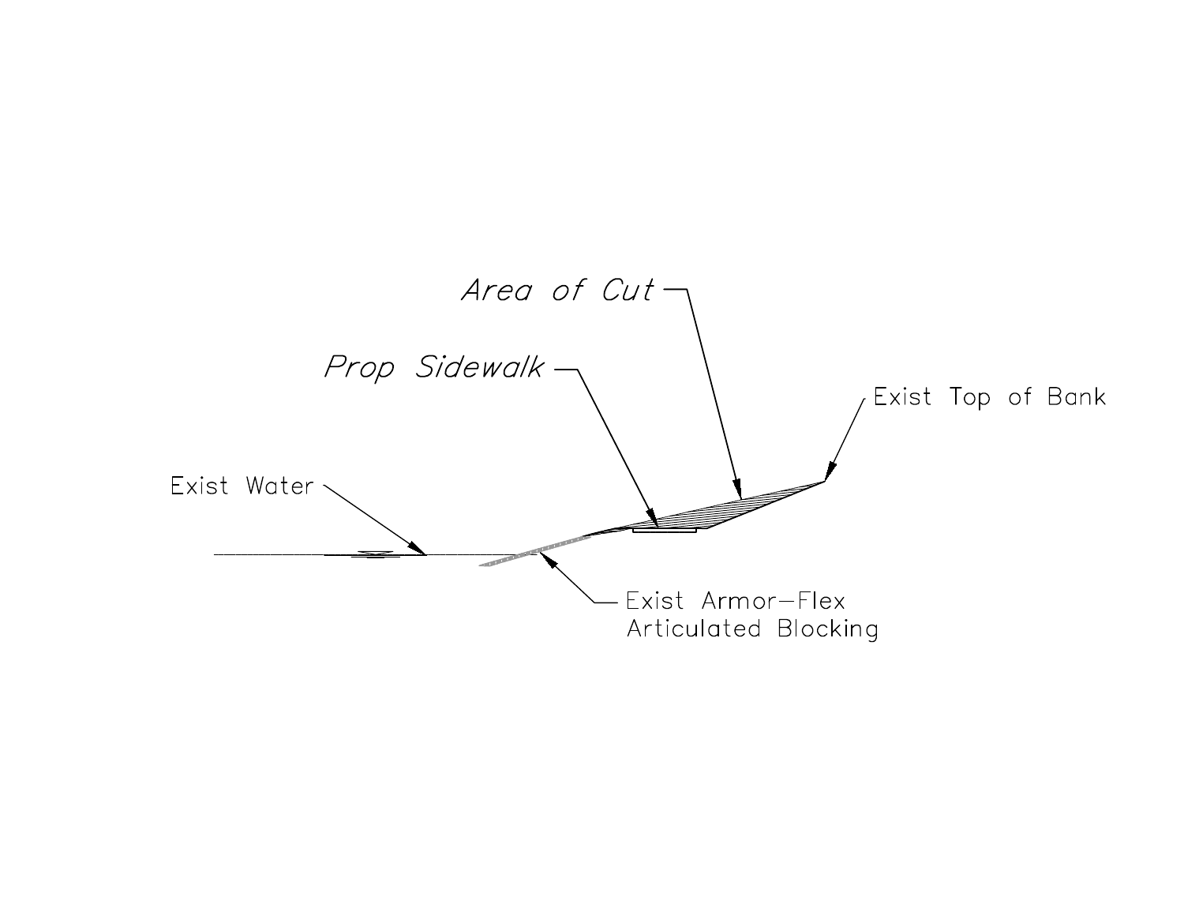Area of Cut

Prop Sidewalk

Exist Top of Bank

Exist Water

Exist Armor–Flex
Articulated Blocking